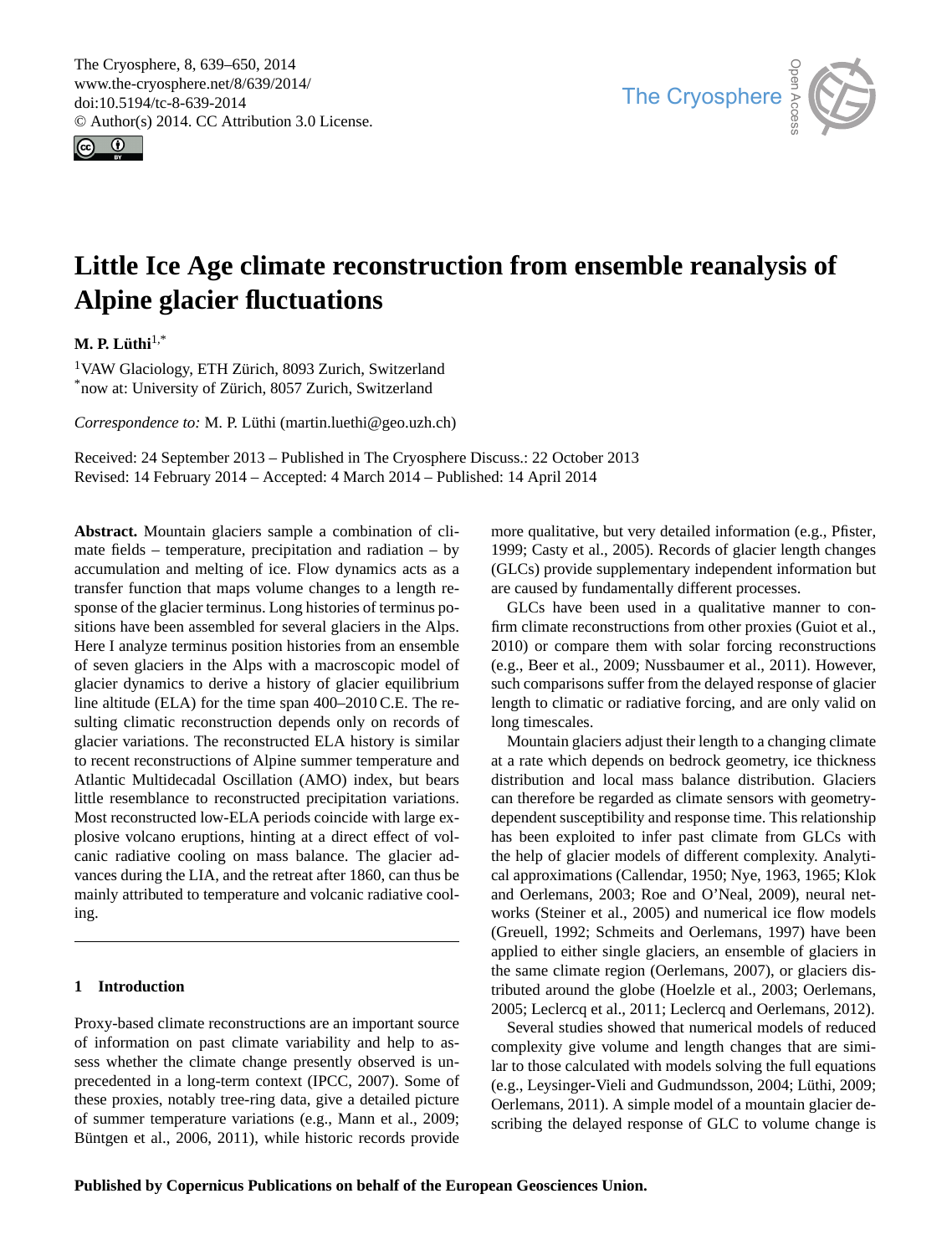# Little Ice Age climate reconstruction from ensemble reanalysis of Alpine glacier fluctuations

**M. P. Lüthi**[1,*]

[1]VAW Glaciology, ETH Zürich, 8093 Zurich, Switzerland
[*]now at: University of Zürich, 8057 Zurich, Switzerland

*Correspondence to:* M. P. Lüthi (martin.luethi@geo.uzh.ch)

Received: 24 September 2013 – Published in The Cryosphere Discuss.: 22 October 2013
Revised: 14 February 2014 – Accepted: 4 March 2014 – Published: 14 April 2014

**Abstract.** Mountain glaciers sample a combination of climate fields – temperature, precipitation and radiation – by accumulation and melting of ice. Flow dynamics acts as a transfer function that maps volume changes to a length response of the glacier terminus. Long histories of terminus positions have been assembled for several glaciers in the Alps. Here I analyze terminus position histories from an ensemble of seven glaciers in the Alps with a macroscopic model of glacier dynamics to derive a history of glacier equilibrium line altitude (ELA) for the time span 400–2010 C.E. The resulting climatic reconstruction depends only on records of glacier variations. The reconstructed ELA history is similar to recent reconstructions of Alpine summer temperature and Atlantic Multidecadal Oscillation (AMO) index, but bears little resemblance to reconstructed precipitation variations. Most reconstructed low-ELA periods coincide with large explosive volcano eruptions, hinting at a direct effect of volcanic radiative cooling on mass balance. The glacier advances during the LIA, and the retreat after 1860, can thus be mainly attributed to temperature and volcanic radiative cooling.

## 1 Introduction

Proxy-based climate reconstructions are an important source of information on past climate variability and help to assess whether the climate change presently observed is unprecedented in a long-term context (IPCC, 2007). Some of these proxies, notably tree-ring data, give a detailed picture of summer temperature variations (e.g., Mann et al., 2009; Büntgen et al., 2006, 2011), while historic records provide more qualitative, but very detailed information (e.g., Pfister, 1999; Casty et al., 2005). Records of glacier length changes (GLCs) provide supplementary independent information but are caused by fundamentally different processes.

GLCs have been used in a qualitative manner to confirm climate reconstructions from other proxies (Guiot et al., 2010) or compare them with solar forcing reconstructions (e.g., Beer et al., 2009; Nussbaumer et al., 2011). However, such comparisons suffer from the delayed response of glacier length to climatic or radiative forcing, and are only valid on long timescales.

Mountain glaciers adjust their length to a changing climate at a rate which depends on bedrock geometry, ice thickness distribution and local mass balance distribution. Glaciers can therefore be regarded as climate sensors with geometry-dependent susceptibility and response time. This relationship has been exploited to infer past climate from GLCs with the help of glacier models of different complexity. Analytical approximations (Callendar, 1950; Nye, 1963, 1965; Klok and Oerlemans, 2003; Roe and O'Neal, 2009), neural networks (Steiner et al., 2005) and numerical ice flow models (Greuell, 1992; Schmeits and Oerlemans, 1997) have been applied to either single glaciers, an ensemble of glaciers in the same climate region (Oerlemans, 2007), or glaciers distributed around the globe (Hoelzle et al., 2003; Oerlemans, 2005; Leclercq et al., 2011; Leclercq and Oerlemans, 2012).

Several studies showed that numerical models of reduced complexity give volume and length changes that are similar to those calculated with models solving the full equations (e.g., Leysinger-Vieli and Gudmundsson, 2004; Lüthi, 2009; Oerlemans, 2011). A simple model of a mountain glacier describing the delayed response of GLC to volume change is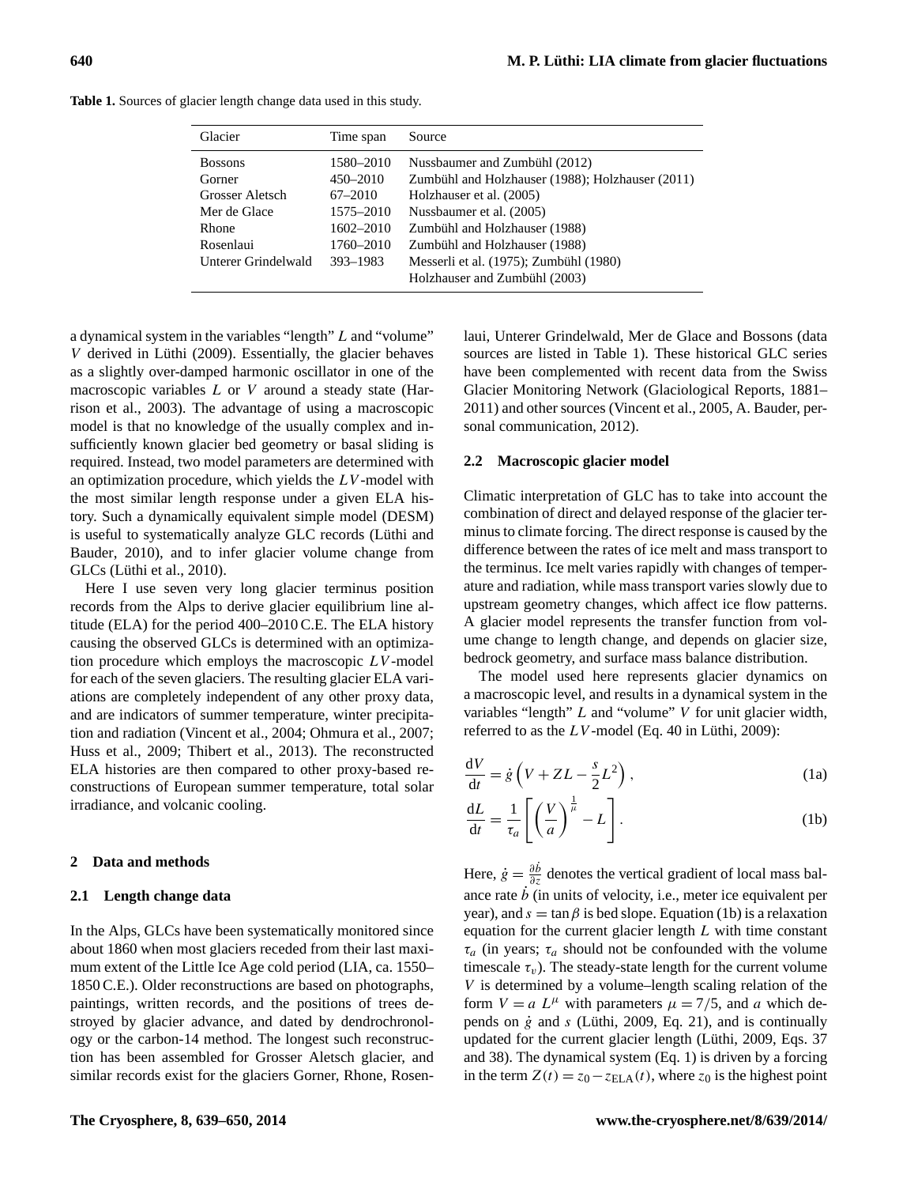**Table 1.** Sources of glacier length change data used in this study.

| Glacier | Time span | Source |
|---|---|---|
| Bossons | 1580–2010 | Nussbaumer and Zumbühl (2012) |
| Gorner | 450–2010 | Zumbühl and Holzhauser (1988); Holzhauser (2011) |
| Grosser Aletsch | 67–2010 | Holzhauser et al. (2005) |
| Mer de Glace | 1575–2010 | Nussbaumer et al. (2005) |
| Rhone | 1602–2010 | Zumbühl and Holzhauser (1988) |
| Rosenlaui | 1760–2010 | Zumbühl and Holzhauser (1988) |
| Unterer Grindelwald | 393–1983 | Messerli et al. (1975); Zumbühl (1980) Holzhauser and Zumbühl (2003) |

a dynamical system in the variables "length" $L$ and "volume" $V$ derived in Lüthi (2009). Essentially, the glacier behaves as a slightly over-damped harmonic oscillator in one of the macroscopic variables $L$ or $V$ around a steady state (Harrison et al., 2003). The advantage of using a macroscopic model is that no knowledge of the usually complex and insufficiently known glacier bed geometry or basal sliding is required. Instead, two model parameters are determined with an optimization procedure, which yields the $LV$-model with the most similar length response under a given ELA history. Such a dynamically equivalent simple model (DESM) is useful to systematically analyze GLC records (Lüthi and Bauder, 2010), and to infer glacier volume change from GLCs (Lüthi et al., 2010).

Here I use seven very long glacier terminus position records from the Alps to derive glacier equilibrium line altitude (ELA) for the period 400–2010 C.E. The ELA history causing the observed GLCs is determined with an optimization procedure which employs the macroscopic $LV$-model for each of the seven glaciers. The resulting glacier ELA variations are completely independent of any other proxy data, and are indicators of summer temperature, winter precipitation and radiation (Vincent et al., 2004; Ohmura et al., 2007; Huss et al., 2009; Thibert et al., 2013). The reconstructed ELA histories are then compared to other proxy-based reconstructions of European summer temperature, total solar irradiance, and volcanic cooling.

## 2 Data and methods

### 2.1 Length change data

In the Alps, GLCs have been systematically monitored since about 1860 when most glaciers receded from their last maximum extent of the Little Ice Age cold period (LIA, ca. 1550–1850 C.E.). Older reconstructions are based on photographs, paintings, written records, and the positions of trees destroyed by glacier advance, and dated by dendrochronology or the carbon-14 method. The longest such reconstruction has been assembled for Grosser Aletsch glacier, and similar records exist for the glaciers Gorner, Rhone, Rosenlaui, Unterer Grindelwald, Mer de Glace and Bossons (data sources are listed in Table 1). These historical GLC series have been complemented with recent data from the Swiss Glacier Monitoring Network (Glaciological Reports, 1881–2011) and other sources (Vincent et al., 2005, A. Bauder, personal communication, 2012).

### 2.2 Macroscopic glacier model

Climatic interpretation of GLC has to take into account the combination of direct and delayed response of the glacier terminus to climate forcing. The direct response is caused by the difference between the rates of ice melt and mass transport to the terminus. Ice melt varies rapidly with changes of temperature and radiation, while mass transport varies slowly due to upstream geometry changes, which affect ice flow patterns. A glacier model represents the transfer function from volume change to length change, and depends on glacier size, bedrock geometry, and surface mass balance distribution.

The model used here represents glacier dynamics on a macroscopic level, and results in a dynamical system in the variables "length" $L$ and "volume" $V$ for unit glacier width, referred to as the $LV$-model (Eq. 40 in Lüthi, 2009):

$$\frac{\mathrm{d}V}{\mathrm{d}t} = \dot{g}\left(V + ZL - \frac{s}{2}L^2\right), \tag{1a}$$

$$\frac{\mathrm{d}L}{\mathrm{d}t} = \frac{1}{\tau_a}\left[\left(\frac{V}{a}\right)^{\frac{1}{\mu}} - L\right]. \tag{1b}$$

Here, $\dot{g} = \frac{\partial \dot{b}}{\partial z}$ denotes the vertical gradient of local mass balance rate $\dot{b}$ (in units of velocity, i.e., meter ice equivalent per year), and $s = \tan\beta$ is bed slope. Equation (1b) is a relaxation equation for the current glacier length $L$ with time constant $\tau_a$ (in years; $\tau_a$ should not be confounded with the volume timescale $\tau_v$). The steady-state length for the current volume $V$ is determined by a volume–length scaling relation of the form $V = a\ L^{\mu}$ with parameters $\mu = 7/5$, and $a$ which depends on $\dot{g}$ and $s$ (Lüthi, 2009, Eq. 21), and is continually updated for the current glacier length (Lüthi, 2009, Eqs. 37 and 38). The dynamical system (Eq. 1) is driven by a forcing in the term $Z(t) = z_0 - z_{\mathrm{ELA}}(t)$, where $z_0$ is the highest point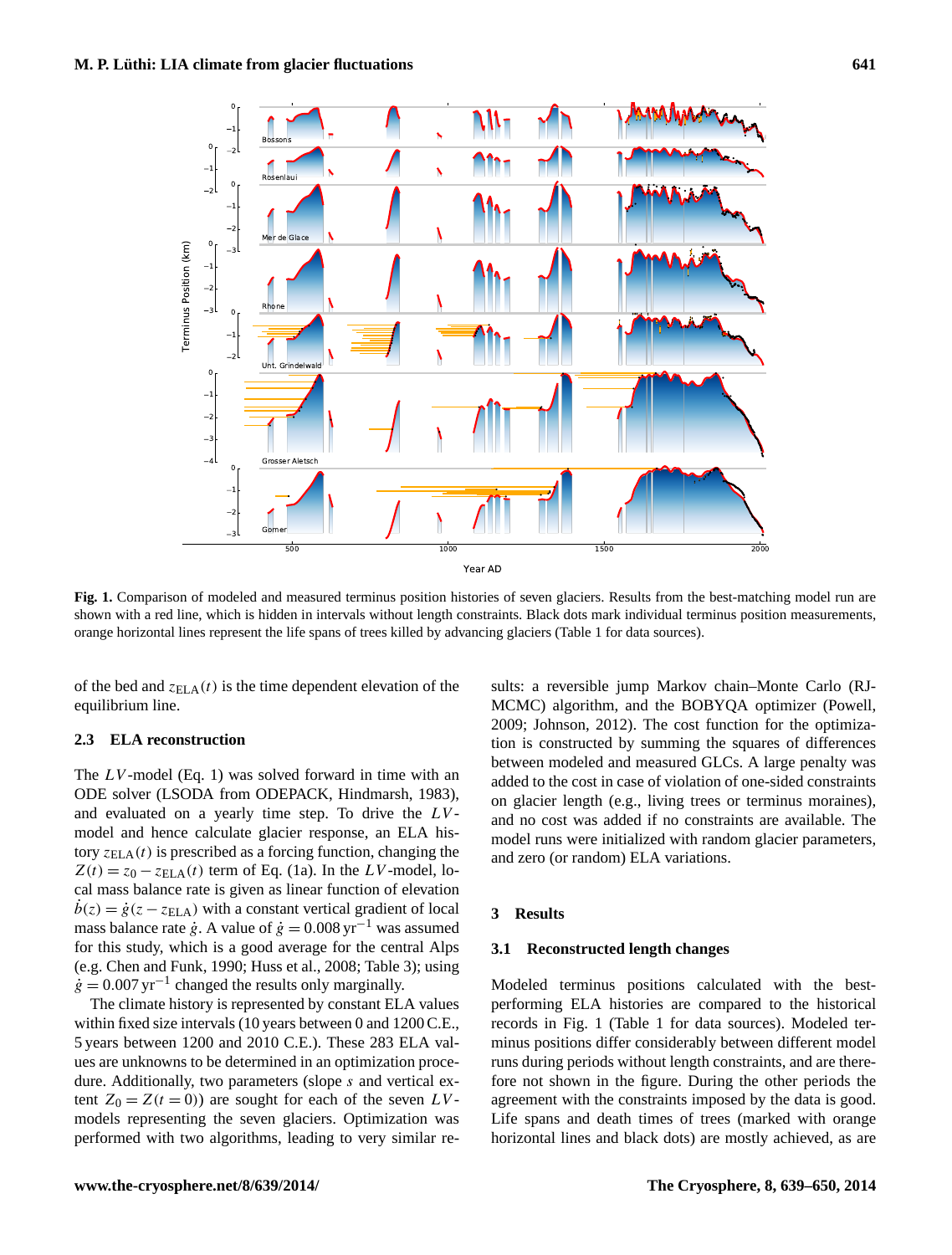**Fig. 1.** Comparison of modeled and measured terminus position histories of seven glaciers. Results from the best-matching model run are shown with a red line, which is hidden in intervals without length constraints. Black dots mark individual terminus position measurements, orange horizontal lines represent the life spans of trees killed by advancing glaciers (Table 1 for data sources).

of the bed and $z_{\mathrm{ELA}}(t)$ is the time dependent elevation of the equilibrium line.

### 2.3 ELA reconstruction

The $LV$-model (Eq. 1) was solved forward in time with an ODE solver (LSODA from ODEPACK, Hindmarsh, 1983), and evaluated on a yearly time step. To drive the $LV$-model and hence calculate glacier response, an ELA history $z_{\mathrm{ELA}}(t)$ is prescribed as a forcing function, changing the $Z(t) = z_0 - z_{\mathrm{ELA}}(t)$ term of Eq. (1a). In the $LV$-model, local mass balance rate is given as linear function of elevation $\dot{b}(z) = \dot{g}(z - z_{\mathrm{ELA}})$ with a constant vertical gradient of local mass balance rate $\dot{g}$. A value of $\dot{g} = 0.008\,\mathrm{yr}^{-1}$ was assumed for this study, which is a good average for the central Alps (e.g. Chen and Funk, 1990; Huss et al., 2008; Table 3); using $\dot{g} = 0.007\,\mathrm{yr}^{-1}$ changed the results only marginally.

The climate history is represented by constant ELA values within fixed size intervals (10 years between 0 and 1200 C.E., 5 years between 1200 and 2010 C.E.). These 283 ELA values are unknowns to be determined in an optimization procedure. Additionally, two parameters (slope $s$ and vertical extent $Z_0 = Z(t = 0)$) are sought for each of the seven $LV$-models representing the seven glaciers. Optimization was performed with two algorithms, leading to very similar results: a reversible jump Markov chain–Monte Carlo (RJ-MCMC) algorithm, and the BOBYQA optimizer (Powell, 2009; Johnson, 2012). The cost function for the optimization is constructed by summing the squares of differences between modeled and measured GLCs. A large penalty was added to the cost in case of violation of one-sided constraints on glacier length (e.g., living trees or terminus moraines), and no cost was added if no constraints are available. The model runs were initialized with random glacier parameters, and zero (or random) ELA variations.

## 3 Results

### 3.1 Reconstructed length changes

Modeled terminus positions calculated with the best-performing ELA histories are compared to the historical records in Fig. 1 (Table 1 for data sources). Modeled terminus positions differ considerably between different model runs during periods without length constraints, and are therefore not shown in the figure. During the other periods the agreement with the constraints imposed by the data is good. Life spans and death times of trees (marked with orange horizontal lines and black dots) are mostly achieved, as are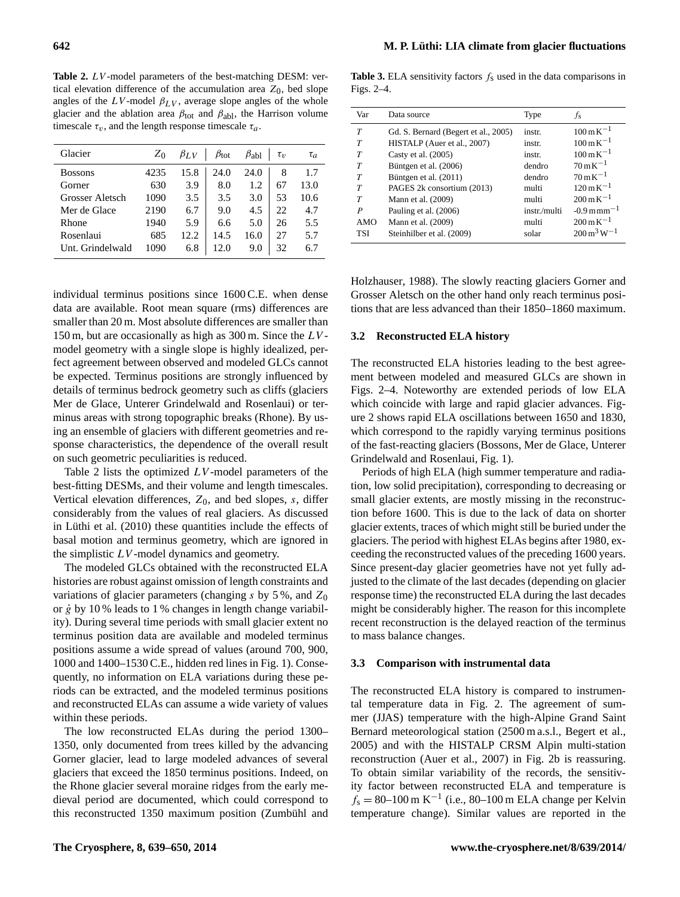**Table 2.** $LV$-model parameters of the best-matching DESM: vertical elevation difference of the accumulation area $Z_0$, bed slope angles of the $LV$-model $\beta_{LV}$, average slope angles of the whole glacier and the ablation area $\beta_{\text{tot}}$ and $\beta_{\text{abl}}$, the Harrison volume timescale $\tau_v$, and the length response timescale $\tau_a$.

| Glacier | $Z_0$ | $\beta_{LV}$ | $\beta_{\text{tot}}$ | $\beta_{\text{abl}}$ | $\tau_v$ | $\tau_a$ |
|---|---|---|---|---|---|---|
| Bossons | 4235 | 15.8 | 24.0 | 24.0 | 8 | 1.7 |
| Gorner | 630 | 3.9 | 8.0 | 1.2 | 67 | 13.0 |
| Grosser Aletsch | 1090 | 3.5 | 3.5 | 3.0 | 53 | 10.6 |
| Mer de Glace | 2190 | 6.7 | 9.0 | 4.5 | 22 | 4.7 |
| Rhone | 1940 | 5.9 | 6.6 | 5.0 | 26 | 5.5 |
| Rosenlaui | 685 | 12.2 | 14.5 | 16.0 | 27 | 5.7 |
| Unt. Grindelwald | 1090 | 6.8 | 12.0 | 9.0 | 32 | 6.7 |

**Table 3.** ELA sensitivity factors $f_s$ used in the data comparisons in Figs. 2–4.

| Var | Data source | Type | $f_s$ |
|---|---|---|---|
| $T$ | Gd. S. Bernard (Begert et al., 2005) | instr. | $100\,\text{m}\,\text{K}^{-1}$ |
| $T$ | HISTALP (Auer et al., 2007) | instr. | $100\,\text{m}\,\text{K}^{-1}$ |
| $T$ | Casty et al. (2005) | instr. | $100\,\text{m}\,\text{K}^{-1}$ |
| $T$ | Büntgen et al. (2006) | dendro | $70\,\text{m}\,\text{K}^{-1}$ |
| $T$ | Büntgen et al. (2011) | dendro | $70\,\text{m}\,\text{K}^{-1}$ |
| $T$ | PAGES 2k consortium (2013) | multi | $120\,\text{m}\,\text{K}^{-1}$ |
| $T$ | Mann et al. (2009) | multi | $200\,\text{m}\,\text{K}^{-1}$ |
| $P$ | Pauling et al. (2006) | instr./multi | $-0.9\,\text{m}\,\text{mm}^{-1}$ |
| AMO | Mann et al. (2009) | multi | $200\,\text{m}\,\text{K}^{-1}$ |
| TSI | Steinhilber et al. (2009) | solar | $200\,\text{m}^3\,\text{W}^{-1}$ |

individual terminus positions since 1600 C.E. when dense data are available. Root mean square (rms) differences are smaller than 20 m. Most absolute differences are smaller than 150 m, but are occasionally as high as 300 m. Since the $LV$-model geometry with a single slope is highly idealized, perfect agreement between observed and modeled GLCs cannot be expected. Terminus positions are strongly influenced by details of terminus bedrock geometry such as cliffs (glaciers Mer de Glace, Unterer Grindelwald and Rosenlaui) or terminus areas with strong topographic breaks (Rhone). By using an ensemble of glaciers with different geometries and response characteristics, the dependence of the overall result on such geometric peculiarities is reduced.

Table 2 lists the optimized $LV$-model parameters of the best-fitting DESMs, and their volume and length timescales. Vertical elevation differences, $Z_0$, and bed slopes, $s$, differ considerably from the values of real glaciers. As discussed in Lüthi et al. (2010) these quantities include the effects of basal motion and terminus geometry, which are ignored in the simplistic $LV$-model dynamics and geometry.

The modeled GLCs obtained with the reconstructed ELA histories are robust against omission of length constraints and variations of glacier parameters (changing $s$ by 5 %, and $Z_0$ or $\dot{g}$ by 10 % leads to 1 % changes in length change variability). During several time periods with small glacier extent no terminus position data are available and modeled terminus positions assume a wide spread of values (around 700, 900, 1000 and 1400–1530 C.E., hidden red lines in Fig. 1). Consequently, no information on ELA variations during these periods can be extracted, and the modeled terminus positions and reconstructed ELAs can assume a wide variety of values within these periods.

The low reconstructed ELAs during the period 1300–1350, only documented from trees killed by the advancing Gorner glacier, lead to large modeled advances of several glaciers that exceed the 1850 terminus positions. Indeed, on the Rhone glacier several moraine ridges from the early medieval period are documented, which could correspond to this reconstructed 1350 maximum position (Zumbühl and Holzhauser, 1988). The slowly reacting glaciers Gorner and Grosser Aletsch on the other hand only reach terminus positions that are less advanced than their 1850–1860 maximum.

### 3.2 Reconstructed ELA history

The reconstructed ELA histories leading to the best agreement between modeled and measured GLCs are shown in Figs. 2–4. Noteworthy are extended periods of low ELA which coincide with large and rapid glacier advances. Figure 2 shows rapid ELA oscillations between 1650 and 1830, which correspond to the rapidly varying terminus positions of the fast-reacting glaciers (Bossons, Mer de Glace, Unterer Grindelwald and Rosenlaui, Fig. 1).

Periods of high ELA (high summer temperature and radiation, low solid precipitation), corresponding to decreasing or small glacier extents, are mostly missing in the reconstruction before 1600. This is due to the lack of data on shorter glacier extents, traces of which might still be buried under the glaciers. The period with highest ELAs begins after 1980, exceeding the reconstructed values of the preceding 1600 years. Since present-day glacier geometries have not yet fully adjusted to the climate of the last decades (depending on glacier response time) the reconstructed ELA during the last decades might be considerably higher. The reason for this incomplete recent reconstruction is the delayed reaction of the terminus to mass balance changes.

### 3.3 Comparison with instrumental data

The reconstructed ELA history is compared to instrumental temperature data in Fig. 2. The agreement of summer (JJAS) temperature with the high-Alpine Grand Saint Bernard meteorological station (2500 m a.s.l., Begert et al., 2005) and with the HISTALP CRSM Alpin multi-station reconstruction (Auer et al., 2007) in Fig. 2b is reassuring. To obtain similar variability of the records, the sensitivity factor between reconstructed ELA and temperature is $f_s = 80$–$100\,\text{m K}^{-1}$ (i.e., 80–100 m ELA change per Kelvin temperature change). Similar values are reported in the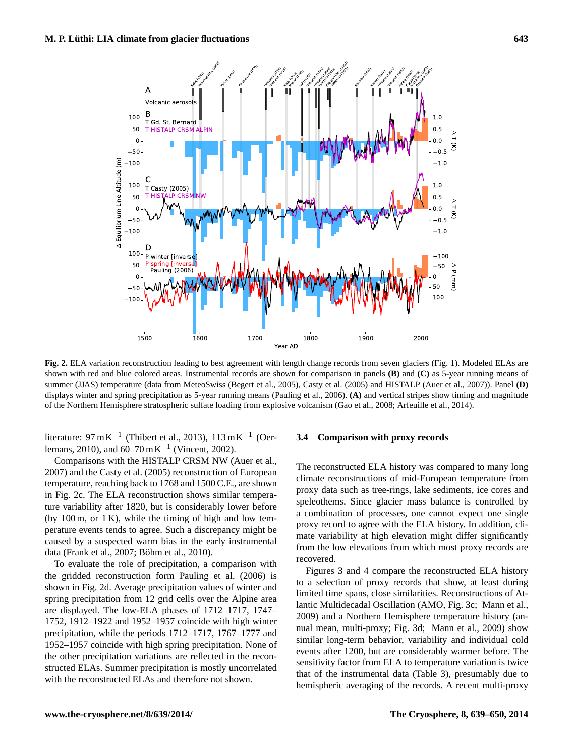**Fig. 2.** ELA variation reconstruction leading to best agreement with length change records from seven glaciers (Fig. 1). Modeled ELAs are shown with red and blue colored areas. Instrumental records are shown for comparison in panels **(B)** and **(C)** as 5-year running means of summer (JJAS) temperature (data from MeteoSwiss (Begert et al., 2005), Casty et al. (2005) and HISTALP (Auer et al., 2007)). Panel **(D)** displays winter and spring precipitation as 5-year running means (Pauling et al., 2006). **(A)** and vertical stripes show timing and magnitude of the Northern Hemisphere stratospheric sulfate loading from explosive volcanism (Gao et al., 2008; Arfeuille et al., 2014).

literature: $97\,\mathrm{m\,K^{-1}}$ (Thibert et al., 2013), $113\,\mathrm{m\,K^{-1}}$ (Oerlemans, 2010), and $60$–$70\,\mathrm{m\,K^{-1}}$ (Vincent, 2002).

Comparisons with the HISTALP CRSM NW (Auer et al., 2007) and the Casty et al. (2005) reconstruction of European temperature, reaching back to 1768 and 1500 C.E., are shown in Fig. 2c. The ELA reconstruction shows similar temperature variability after 1820, but is considerably lower before (by 100 m, or 1 K), while the timing of high and low temperature events tends to agree. Such a discrepancy might be caused by a suspected warm bias in the early instrumental data (Frank et al., 2007; Böhm et al., 2010).

To evaluate the role of precipitation, a comparison with the gridded reconstruction form Pauling et al. (2006) is shown in Fig. 2d. Average precipitation values of winter and spring precipitation from 12 grid cells over the Alpine area are displayed. The low-ELA phases of 1712–1717, 1747–1752, 1912–1922 and 1952–1957 coincide with high winter precipitation, while the periods 1712–1717, 1767–1777 and 1952–1957 coincide with high spring precipitation. None of the other precipitation variations are reflected in the reconstructed ELAs. Summer precipitation is mostly uncorrelated with the reconstructed ELAs and therefore not shown.

### 3.4 Comparison with proxy records

The reconstructed ELA history was compared to many long climate reconstructions of mid-European temperature from proxy data such as tree-rings, lake sediments, ice cores and speleothems. Since glacier mass balance is controlled by a combination of processes, one cannot expect one single proxy record to agree with the ELA history. In addition, climate variability at high elevation might differ significantly from the low elevations from which most proxy records are recovered.

Figures 3 and 4 compare the reconstructed ELA history to a selection of proxy records that show, at least during limited time spans, close similarities. Reconstructions of Atlantic Multidecadal Oscillation (AMO, Fig. 3c; Mann et al., 2009) and a Northern Hemisphere temperature history (annual mean, multi-proxy; Fig. 3d; Mann et al., 2009) show similar long-term behavior, variability and individual cold events after 1200, but are considerably warmer before. The sensitivity factor from ELA to temperature variation is twice that of the instrumental data (Table 3), presumably due to hemispheric averaging of the records. A recent multi-proxy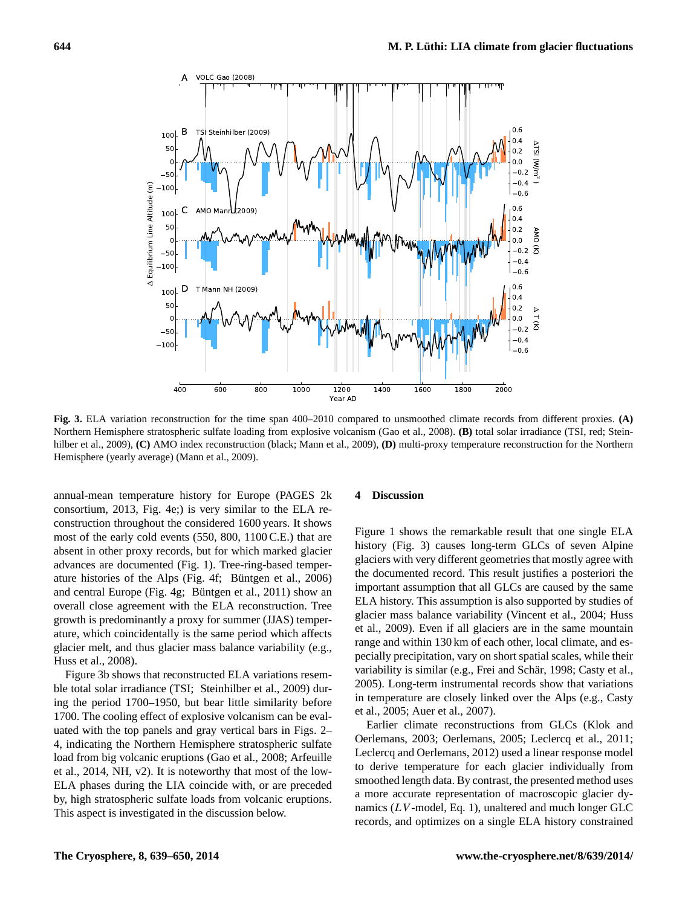**Fig. 3.** ELA variation reconstruction for the time span 400–2010 compared to unsmoothed climate records from different proxies. **(A)** Northern Hemisphere stratospheric sulfate loading from explosive volcanism (Gao et al., 2008). **(B)** total solar irradiance (TSI, red; Steinhilber et al., 2009), **(C)** AMO index reconstruction (black; Mann et al., 2009), **(D)** multi-proxy temperature reconstruction for the Northern Hemisphere (yearly average) (Mann et al., 2009).

annual-mean temperature history for Europe (PAGES 2k consortium, 2013, Fig. 4e;) is very similar to the ELA reconstruction throughout the considered 1600 years. It shows most of the early cold events (550, 800, 1100 C.E.) that are absent in other proxy records, but for which marked glacier advances are documented (Fig. 1). Tree-ring-based temperature histories of the Alps (Fig. 4f; Büntgen et al., 2006) and central Europe (Fig. 4g; Büntgen et al., 2011) show an overall close agreement with the ELA reconstruction. Tree growth is predominantly a proxy for summer (JJAS) temperature, which coincidentally is the same period which affects glacier melt, and thus glacier mass balance variability (e.g., Huss et al., 2008).

Figure 3b shows that reconstructed ELA variations resemble total solar irradiance (TSI; Steinhilber et al., 2009) during the period 1700–1950, but bear little similarity before 1700. The cooling effect of explosive volcanism can be evaluated with the top panels and gray vertical bars in Figs. 2–4, indicating the Northern Hemisphere stratospheric sulfate load from big volcanic eruptions (Gao et al., 2008; Arfeuille et al., 2014, NH, v2). It is noteworthy that most of the low-ELA phases during the LIA coincide with, or are preceded by, high stratospheric sulfate loads from volcanic eruptions. This aspect is investigated in the discussion below.

## 4 Discussion

Figure 1 shows the remarkable result that one single ELA history (Fig. 3) causes long-term GLCs of seven Alpine glaciers with very different geometries that mostly agree with the documented record. This result justifies a posteriori the important assumption that all GLCs are caused by the same ELA history. This assumption is also supported by studies of glacier mass balance variability (Vincent et al., 2004; Huss et al., 2009). Even if all glaciers are in the same mountain range and within 130 km of each other, local climate, and especially precipitation, vary on short spatial scales, while their variability is similar (e.g., Frei and Schär, 1998; Casty et al., 2005). Long-term instrumental records show that variations in temperature are closely linked over the Alps (e.g., Casty et al., 2005; Auer et al., 2007).

Earlier climate reconstructions from GLCs (Klok and Oerlemans, 2003; Oerlemans, 2005; Leclercq et al., 2011; Leclercq and Oerlemans, 2012) used a linear response model to derive temperature for each glacier individually from smoothed length data. By contrast, the presented method uses a more accurate representation of macroscopic glacier dynamics ($LV$-model, Eq. 1), unaltered and much longer GLC records, and optimizes on a single ELA history constrained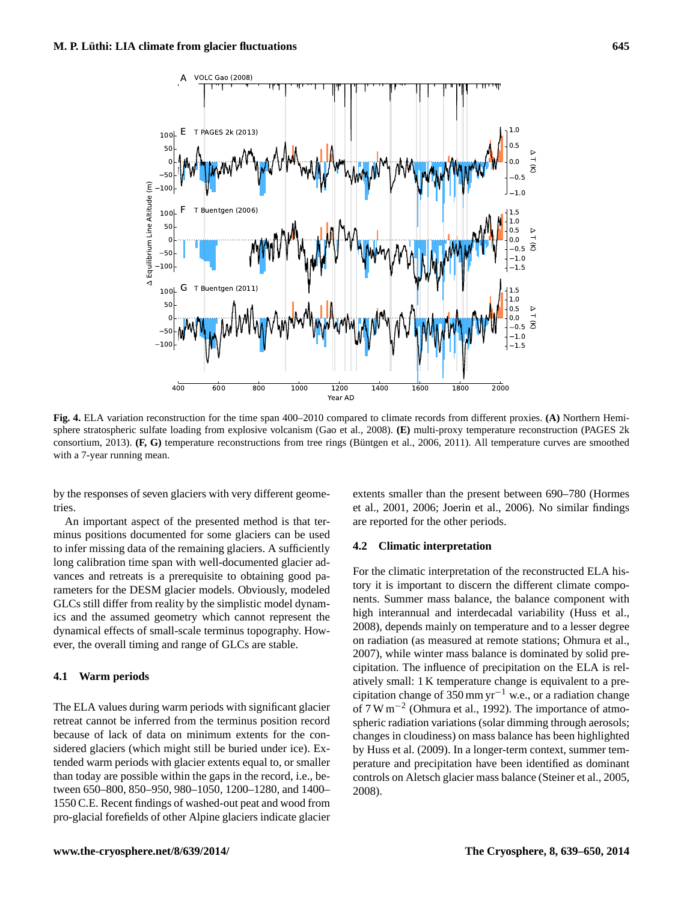Fig. 4. ELA variation reconstruction for the time span 400–2010 compared to climate records from different proxies. **(A)** Northern Hemisphere stratospheric sulfate loading from explosive volcanism (Gao et al., 2008). **(E)** multi-proxy temperature reconstruction (PAGES 2k consortium, 2013). **(F, G)** temperature reconstructions from tree rings (Büntgen et al., 2006, 2011). All temperature curves are smoothed with a 7-year running mean.

by the responses of seven glaciers with very different geometries.

An important aspect of the presented method is that terminus positions documented for some glaciers can be used to infer missing data of the remaining glaciers. A sufficiently long calibration time span with well-documented glacier advances and retreats is a prerequisite to obtaining good parameters for the DESM glacier models. Obviously, modeled GLCs still differ from reality by the simplistic model dynamics and the assumed geometry which cannot represent the dynamical effects of small-scale terminus topography. However, the overall timing and range of GLCs are stable.

### 4.1 Warm periods

The ELA values during warm periods with significant glacier retreat cannot be inferred from the terminus position record because of lack of data on minimum extents for the considered glaciers (which might still be buried under ice). Extended warm periods with glacier extents equal to, or smaller than today are possible within the gaps in the record, i.e., between 650–800, 850–950, 980–1050, 1200–1280, and 1400–1550 C.E. Recent findings of washed-out peat and wood from pro-glacial forefields of other Alpine glaciers indicate glacier extents smaller than the present between 690–780 (Hormes et al., 2001, 2006; Joerin et al., 2006). No similar findings are reported for the other periods.

### 4.2 Climatic interpretation

For the climatic interpretation of the reconstructed ELA history it is important to discern the different climate components. Summer mass balance, the balance component with high interannual and interdecadal variability (Huss et al., 2008), depends mainly on temperature and to a lesser degree on radiation (as measured at remote stations; Ohmura et al., 2007), while winter mass balance is dominated by solid precipitation. The influence of precipitation on the ELA is relatively small: 1 K temperature change is equivalent to a precipitation change of 350 mm $\mathrm{yr}^{-1}$ w.e., or a radiation change of 7 $\mathrm{W\,m}^{-2}$ (Ohmura et al., 1992). The importance of atmospheric radiation variations (solar dimming through aerosols; changes in cloudiness) on mass balance has been highlighted by Huss et al. (2009). In a longer-term context, summer temperature and precipitation have been identified as dominant controls on Aletsch glacier mass balance (Steiner et al., 2005, 2008).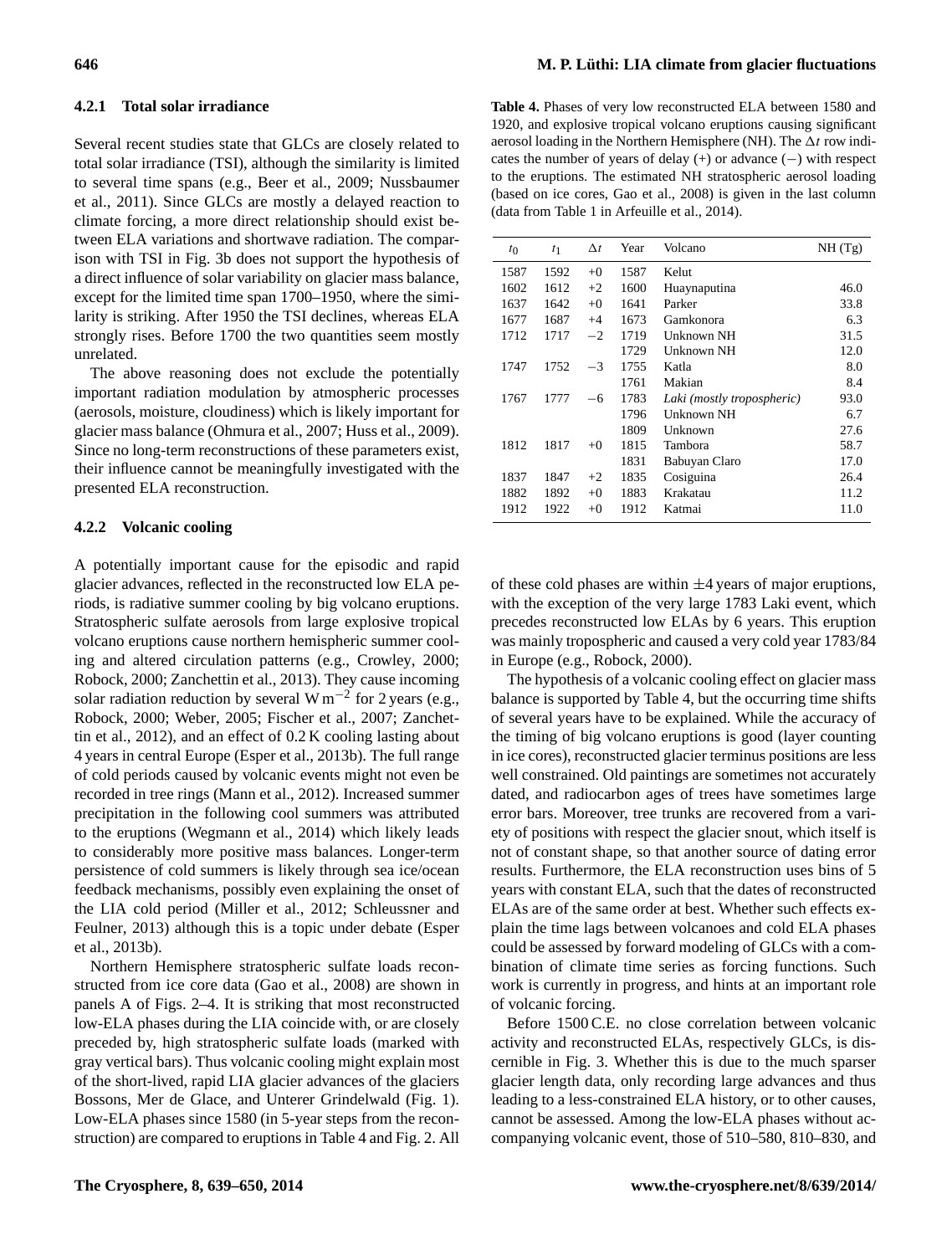### 4.2.1 Total solar irradiance

Several recent studies state that GLCs are closely related to total solar irradiance (TSI), although the similarity is limited to several time spans (e.g., Beer et al., 2009; Nussbaumer et al., 2011). Since GLCs are mostly a delayed reaction to climate forcing, a more direct relationship should exist between ELA variations and shortwave radiation. The comparison with TSI in Fig. 3b does not support the hypothesis of a direct influence of solar variability on glacier mass balance, except for the limited time span 1700–1950, where the similarity is striking. After 1950 the TSI declines, whereas ELA strongly rises. Before 1700 the two quantities seem mostly unrelated.

The above reasoning does not exclude the potentially important radiation modulation by atmospheric processes (aerosols, moisture, cloudiness) which is likely important for glacier mass balance (Ohmura et al., 2007; Huss et al., 2009). Since no long-term reconstructions of these parameters exist, their influence cannot be meaningfully investigated with the presented ELA reconstruction.

### 4.2.2 Volcanic cooling

A potentially important cause for the episodic and rapid glacier advances, reflected in the reconstructed low ELA periods, is radiative summer cooling by big volcano eruptions. Stratospheric sulfate aerosols from large explosive tropical volcano eruptions cause northern hemispheric summer cooling and altered circulation patterns (e.g., Crowley, 2000; Robock, 2000; Zanchettin et al., 2013). They cause incoming solar radiation reduction by several $\mathrm{W\,m^{-2}}$ for 2 years (e.g., Robock, 2000; Weber, 2005; Fischer et al., 2007; Zanchettin et al., 2012), and an effect of 0.2 K cooling lasting about 4 years in central Europe (Esper et al., 2013b). The full range of cold periods caused by volcanic events might not even be recorded in tree rings (Mann et al., 2012). Increased summer precipitation in the following cool summers was attributed to the eruptions (Wegmann et al., 2014) which likely leads to considerably more positive mass balances. Longer-term persistence of cold summers is likely through sea ice/ocean feedback mechanisms, possibly even explaining the onset of the LIA cold period (Miller et al., 2012; Schleussner and Feulner, 2013) although this is a topic under debate (Esper et al., 2013b).

Northern Hemisphere stratospheric sulfate loads reconstructed from ice core data (Gao et al., 2008) are shown in panels A of Figs. 2–4. It is striking that most reconstructed low-ELA phases during the LIA coincide with, or are closely preceded by, high stratospheric sulfate loads (marked with gray vertical bars). Thus volcanic cooling might explain most of the short-lived, rapid LIA glacier advances of the glaciers Bossons, Mer de Glace, and Unterer Grindelwald (Fig. 1). Low-ELA phases since 1580 (in 5-year steps from the reconstruction) are compared to eruptions in Table 4 and Fig. 2. All of these cold phases are within ±4 years of major eruptions, with the exception of the very large 1783 Laki event, which precedes reconstructed low ELAs by 6 years. This eruption was mainly tropospheric and caused a very cold year 1783/84 in Europe (e.g., Robock, 2000).

**Table 4.** Phases of very low reconstructed ELA between 1580 and 1920, and explosive tropical volcano eruptions causing significant aerosol loading in the Northern Hemisphere (NH). The $\Delta t$ row indicates the number of years of delay (+) or advance (−) with respect to the eruptions. The estimated NH stratospheric aerosol loading (based on ice cores, Gao et al., 2008) is given in the last column (data from Table 1 in Arfeuille et al., 2014).

| $t_0$ | $t_1$ | $\Delta t$ | Year | Volcano | NH (Tg) |
|---|---|---|---|---|---|
| 1587 | 1592 | +0 | 1587 | Kelut | |
| 1602 | 1612 | +2 | 1600 | Huaynaputina | 46.0 |
| 1637 | 1642 | +0 | 1641 | Parker | 33.8 |
| 1677 | 1687 | +4 | 1673 | Gamkonora | 6.3 |
| 1712 | 1717 | −2 | 1719 | Unknown NH | 31.5 |
| | | | 1729 | Unknown NH | 12.0 |
| 1747 | 1752 | −3 | 1755 | Katla | 8.0 |
| | | | 1761 | Makian | 8.4 |
| 1767 | 1777 | −6 | 1783 | *Laki (mostly tropospheric)* | 93.0 |
| | | | 1796 | Unknown NH | 6.7 |
| | | | 1809 | Unknown | 27.6 |
| 1812 | 1817 | +0 | 1815 | Tambora | 58.7 |
| | | | 1831 | Babuyan Claro | 17.0 |
| 1837 | 1847 | +2 | 1835 | Cosiguina | 26.4 |
| 1882 | 1892 | +0 | 1883 | Krakatau | 11.2 |
| 1912 | 1922 | +0 | 1912 | Katmai | 11.0 |

The hypothesis of a volcanic cooling effect on glacier mass balance is supported by Table 4, but the occurring time shifts of several years have to be explained. While the accuracy of the timing of big volcano eruptions is good (layer counting in ice cores), reconstructed glacier terminus positions are less well constrained. Old paintings are sometimes not accurately dated, and radiocarbon ages of trees have sometimes large error bars. Moreover, tree trunks are recovered from a variety of positions with respect the glacier snout, which itself is not of constant shape, so that another source of dating error results. Furthermore, the ELA reconstruction uses bins of 5 years with constant ELA, such that the dates of reconstructed ELAs are of the same order at best. Whether such effects explain the time lags between volcanoes and cold ELA phases could be assessed by forward modeling of GLCs with a combination of climate time series as forcing functions. Such work is currently in progress, and hints at an important role of volcanic forcing.

Before 1500 C.E. no close correlation between volcanic activity and reconstructed ELAs, respectively GLCs, is discernible in Fig. 3. Whether this is due to the much sparser glacier length data, only recording large advances and thus leading to a less-constrained ELA history, or to other causes, cannot be assessed. Among the low-ELA phases without accompanying volcanic event, those of 510–580, 810–830, and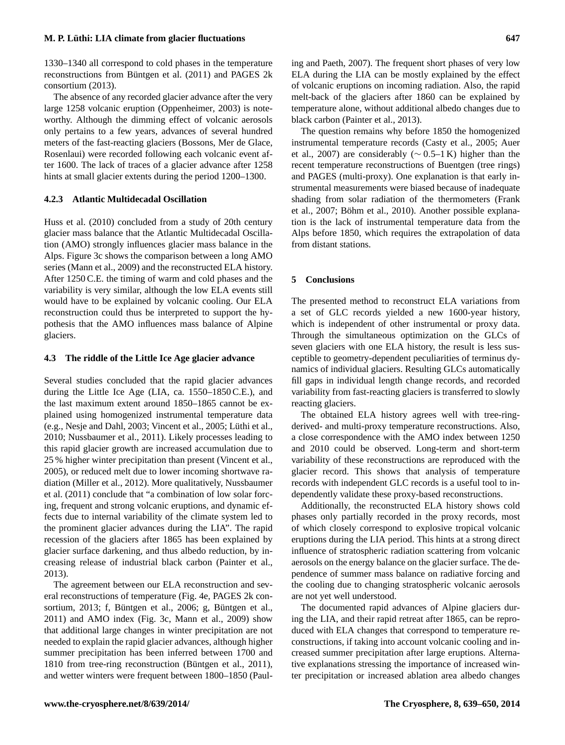1330–1340 all correspond to cold phases in the temperature reconstructions from Büntgen et al. (2011) and PAGES 2k consortium (2013).

The absence of any recorded glacier advance after the very large 1258 volcanic eruption (Oppenheimer, 2003) is noteworthy. Although the dimming effect of volcanic aerosols only pertains to a few years, advances of several hundred meters of the fast-reacting glaciers (Bossons, Mer de Glace, Rosenlaui) were recorded following each volcanic event after 1600. The lack of traces of a glacier advance after 1258 hints at small glacier extents during the period 1200–1300.

#### 4.2.3 Atlantic Multidecadal Oscillation

Huss et al. (2010) concluded from a study of 20th century glacier mass balance that the Atlantic Multidecadal Oscillation (AMO) strongly influences glacier mass balance in the Alps. Figure 3c shows the comparison between a long AMO series (Mann et al., 2009) and the reconstructed ELA history. After 1250 C.E. the timing of warm and cold phases and the variability is very similar, although the low ELA events still would have to be explained by volcanic cooling. Our ELA reconstruction could thus be interpreted to support the hypothesis that the AMO influences mass balance of Alpine glaciers.

### 4.3 The riddle of the Little Ice Age glacier advance

Several studies concluded that the rapid glacier advances during the Little Ice Age (LIA, ca. 1550–1850 C.E.), and the last maximum extent around 1850–1865 cannot be explained using homogenized instrumental temperature data (e.g., Nesje and Dahl, 2003; Vincent et al., 2005; Lüthi et al., 2010; Nussbaumer et al., 2011). Likely processes leading to this rapid glacier growth are increased accumulation due to 25 % higher winter precipitation than present (Vincent et al., 2005), or reduced melt due to lower incoming shortwave radiation (Miller et al., 2012). More qualitatively, Nussbaumer et al. (2011) conclude that "a combination of low solar forcing, frequent and strong volcanic eruptions, and dynamic effects due to internal variability of the climate system led to the prominent glacier advances during the LIA". The rapid recession of the glaciers after 1865 has been explained by glacier surface darkening, and thus albedo reduction, by increasing release of industrial black carbon (Painter et al., 2013).

The agreement between our ELA reconstruction and several reconstructions of temperature (Fig. 4e, PAGES 2k consortium, 2013; f, Büntgen et al., 2006; g, Büntgen et al., 2011) and AMO index (Fig. 3c, Mann et al., 2009) show that additional large changes in winter precipitation are not needed to explain the rapid glacier advances, although higher summer precipitation has been inferred between 1700 and 1810 from tree-ring reconstruction (Büntgen et al., 2011), and wetter winters were frequent between 1800–1850 (Pauling and Paeth, 2007). The frequent short phases of very low ELA during the LIA can be mostly explained by the effect of volcanic eruptions on incoming radiation. Also, the rapid melt-back of the glaciers after 1860 can be explained by temperature alone, without additional albedo changes due to black carbon (Painter et al., 2013).

The question remains why before 1850 the homogenized instrumental temperature records (Casty et al., 2005; Auer et al., 2007) are considerably ($\sim 0.5$–1 K) higher than the recent temperature reconstructions of Buentgen (tree rings) and PAGES (multi-proxy). One explanation is that early instrumental measurements were biased because of inadequate shading from solar radiation of the thermometers (Frank et al., 2007; Böhm et al., 2010). Another possible explanation is the lack of instrumental temperature data from the Alps before 1850, which requires the extrapolation of data from distant stations.

## 5 Conclusions

The presented method to reconstruct ELA variations from a set of GLC records yielded a new 1600-year history, which is independent of other instrumental or proxy data. Through the simultaneous optimization on the GLCs of seven glaciers with one ELA history, the result is less susceptible to geometry-dependent peculiarities of terminus dynamics of individual glaciers. Resulting GLCs automatically fill gaps in individual length change records, and recorded variability from fast-reacting glaciers is transferred to slowly reacting glaciers.

The obtained ELA history agrees well with tree-ring-derived- and multi-proxy temperature reconstructions. Also, a close correspondence with the AMO index between 1250 and 2010 could be observed. Long-term and short-term variability of these reconstructions are reproduced with the glacier record. This shows that analysis of temperature records with independent GLC records is a useful tool to independently validate these proxy-based reconstructions.

Additionally, the reconstructed ELA history shows cold phases only partially recorded in the proxy records, most of which closely correspond to explosive tropical volcanic eruptions during the LIA period. This hints at a strong direct influence of stratospheric radiation scattering from volcanic aerosols on the energy balance on the glacier surface. The dependence of summer mass balance on radiative forcing and the cooling due to changing stratospheric volcanic aerosols are not yet well understood.

The documented rapid advances of Alpine glaciers during the LIA, and their rapid retreat after 1865, can be reproduced with ELA changes that correspond to temperature reconstructions, if taking into account volcanic cooling and increased summer precipitation after large eruptions. Alternative explanations stressing the importance of increased winter precipitation or increased ablation area albedo changes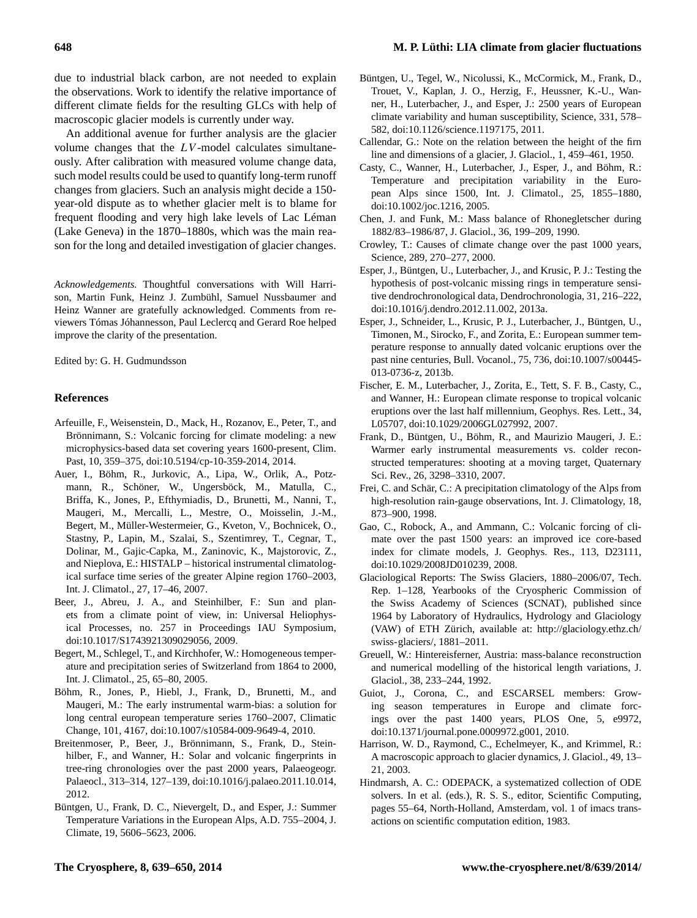due to industrial black carbon, are not needed to explain the observations. Work to identify the relative importance of different climate fields for the resulting GLCs with help of macroscopic glacier models is currently under way.

An additional avenue for further analysis are the glacier volume changes that the $LV$-model calculates simultaneously. After calibration with measured volume change data, such model results could be used to quantify long-term runoff changes from glaciers. Such an analysis might decide a 150-year-old dispute as to whether glacier melt is to blame for frequent flooding and very high lake levels of Lac Léman (Lake Geneva) in the 1870–1880s, which was the main reason for the long and detailed investigation of glacier changes.

*Acknowledgements.* Thoughtful conversations with Will Harrison, Martin Funk, Heinz J. Zumbühl, Samuel Nussbaumer and Heinz Wanner are gratefully acknowledged. Comments from reviewers Tómas Jóhannesson, Paul Leclercq and Gerard Roe helped improve the clarity of the presentation.

Edited by: G. H. Gudmundsson

## References

Arfeuille, F., Weisenstein, D., Mack, H., Rozanov, E., Peter, T., and Brönnimann, S.: Volcanic forcing for climate modeling: a new microphysics-based data set covering years 1600-present, Clim. Past, 10, 359–375, doi:10.5194/cp-10-359-2014, 2014.

Auer, I., Böhm, R., Jurkovic, A., Lipa, W., Orlik, A., Potzmann, R., Schöner, W., Ungersböck, M., Matulla, C., Briffa, K., Jones, P., Efthymiadis, D., Brunetti, M., Nanni, T., Maugeri, M., Mercalli, L., Mestre, O., Moisselin, J.-M., Begert, M., Müller-Westermeier, G., Kveton, V., Bochnicek, O., Stastny, P., Lapin, M., Szalai, S., Szentimrey, T., Cegnar, T., Dolinar, M., Gajic-Capka, M., Zaninovic, K., Majstorovic, Z., and Nieplova, E.: HISTALP – historical instrumental climatological surface time series of the greater Alpine region 1760–2003, Int. J. Climatol., 27, 17–46, 2007.

Beer, J., Abreu, J. A., and Steinhilber, F.: Sun and planets from a climate point of view, in: Universal Heliophysical Processes, no. 257 in Proceedings IAU Symposium, doi:10.1017/S1743921309029056, 2009.

Begert, M., Schlegel, T., and Kirchhofer, W.: Homogeneous temperature and precipitation series of Switzerland from 1864 to 2000, Int. J. Climatol., 25, 65–80, 2005.

Böhm, R., Jones, P., Hiebl, J., Frank, D., Brunetti, M., and Maugeri, M.: The early instrumental warm-bias: a solution for long central european temperature series 1760–2007, Climatic Change, 101, 4167, doi:10.1007/s10584-009-9649-4, 2010.

Breitenmoser, P., Beer, J., Brönnimann, S., Frank, D., Steinhilber, F., and Wanner, H.: Solar and volcanic fingerprints in tree-ring chronologies over the past 2000 years, Palaeogeogr. Palaeocl., 313–314, 127–139, doi:10.1016/j.palaeo.2011.10.014, 2012.

Büntgen, U., Frank, D. C., Nievergelt, D., and Esper, J.: Summer Temperature Variations in the European Alps, A.D. 755–2004, J. Climate, 19, 5606–5623, 2006.

Büntgen, U., Tegel, W., Nicolussi, K., McCormick, M., Frank, D., Trouet, V., Kaplan, J. O., Herzig, F., Heussner, K.-U., Wanner, H., Luterbacher, J., and Esper, J.: 2500 years of European climate variability and human susceptibility, Science, 331, 578–582, doi:10.1126/science.1197175, 2011.

Callendar, G.: Note on the relation between the height of the firn line and dimensions of a glacier, J. Glaciol., 1, 459–461, 1950.

Casty, C., Wanner, H., Luterbacher, J., Esper, J., and Böhm, R.: Temperature and precipitation variability in the European Alps since 1500, Int. J. Climatol., 25, 1855–1880, doi:10.1002/joc.1216, 2005.

Chen, J. and Funk, M.: Mass balance of Rhonegletscher during 1882/83–1986/87, J. Glaciol., 36, 199–209, 1990.

Crowley, T.: Causes of climate change over the past 1000 years, Science, 289, 270–277, 2000.

Esper, J., Büntgen, U., Luterbacher, J., and Krusic, P. J.: Testing the hypothesis of post-volcanic missing rings in temperature sensitive dendrochronological data, Dendrochronologia, 31, 216–222, doi:10.1016/j.dendro.2012.11.002, 2013a.

Esper, J., Schneider, L., Krusic, P. J., Luterbacher, J., Büntgen, U., Timonen, M., Sirocko, F., and Zorita, E.: European summer temperature response to annually dated volcanic eruptions over the past nine centuries, Bull. Vocanol., 75, 736, doi:10.1007/s00445-013-0736-z, 2013b.

Fischer, E. M., Luterbacher, J., Zorita, E., Tett, S. F. B., Casty, C., and Wanner, H.: European climate response to tropical volcanic eruptions over the last half millennium, Geophys. Res. Lett., 34, L05707, doi:10.1029/2006GL027992, 2007.

Frank, D., Büntgen, U., Böhm, R., and Maurizio Maugeri, J. E.: Warmer early instrumental measurements vs. colder reconstructed temperatures: shooting at a moving target, Quaternary Sci. Rev., 26, 3298–3310, 2007.

Frei, C. and Schär, C.: A precipitation climatology of the Alps from high-resolution rain-gauge observations, Int. J. Climatology, 18, 873–900, 1998.

Gao, C., Robock, A., and Ammann, C.: Volcanic forcing of climate over the past 1500 years: an improved ice core-based index for climate models, J. Geophys. Res., 113, D23111, doi:10.1029/2008JD010239, 2008.

Glaciological Reports: The Swiss Glaciers, 1880–2006/07, Tech. Rep. 1–128, Yearbooks of the Cryospheric Commission of the Swiss Academy of Sciences (SCNAT), published since 1964 by Laboratory of Hydraulics, Hydrology and Glaciology (VAW) of ETH Zürich, available at: http://glaciology.ethz.ch/swiss-glaciers/, 1881–2011.

Greuell, W.: Hintereisferner, Austria: mass-balance reconstruction and numerical modelling of the historical length variations, J. Glaciol., 38, 233–244, 1992.

Guiot, J., Corona, C., and ESCARSEL members: Growing season temperatures in Europe and climate forcings over the past 1400 years, PLOS One, 5, e9972, doi:10.1371/journal.pone.0009972.g001, 2010.

Harrison, W. D., Raymond, C., Echelmeyer, K., and Krimmel, R.: A macroscopic approach to glacier dynamics, J. Glaciol., 49, 13–21, 2003.

Hindmarsh, A. C.: ODEPACK, a systematized collection of ODE solvers. In et al. (eds.), R. S. S., editor, Scientific Computing, pages 55–64, North-Holland, Amsterdam, vol. 1 of imacs transactions on scientific computation edition, 1983.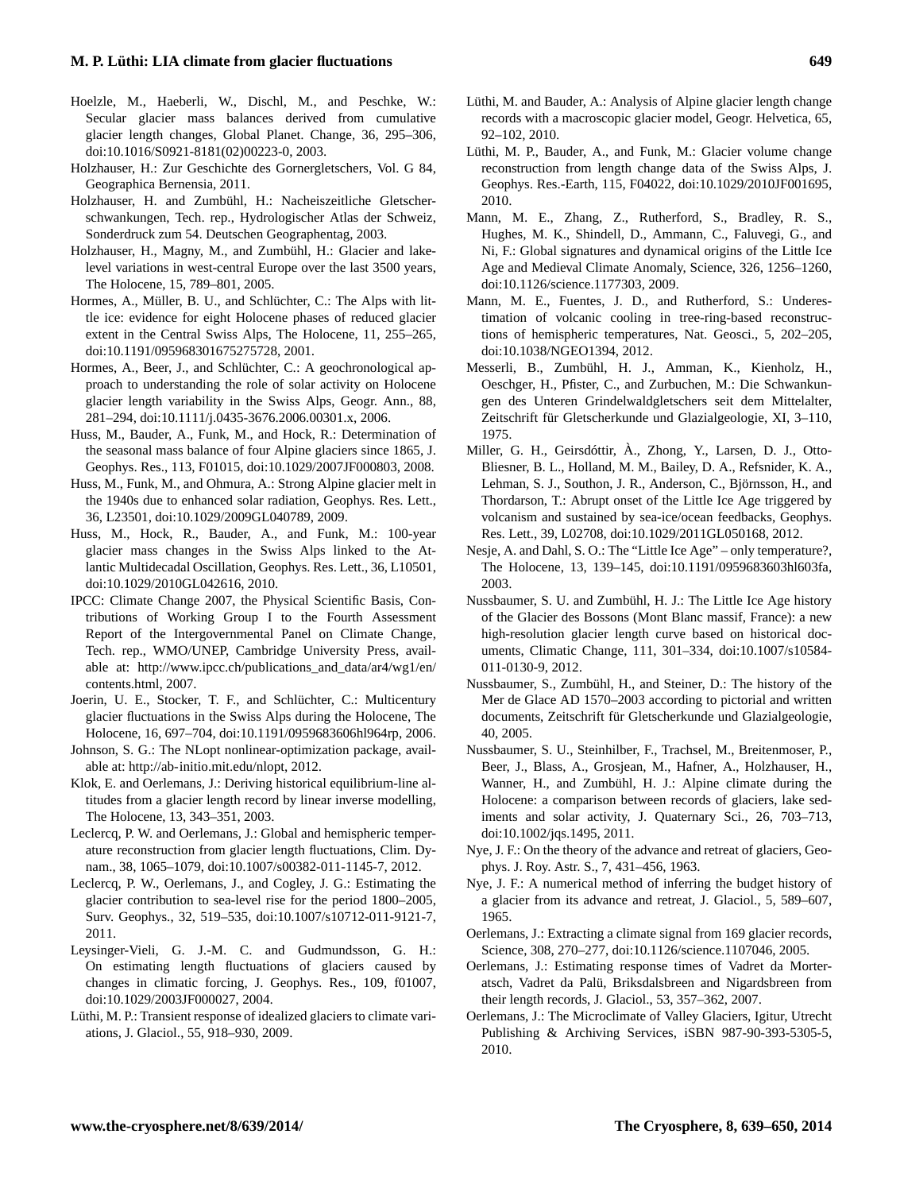Hoelzle, M., Haeberli, W., Dischl, M., and Peschke, W.: Secular glacier mass balances derived from cumulative glacier length changes, Global Planet. Change, 36, 295–306, doi:10.1016/S0921-8181(02)00223-0, 2003.

Holzhauser, H.: Zur Geschichte des Gornergletschers, Vol. G 84, Geographica Bernensia, 2011.

Holzhauser, H. and Zumbühl, H.: Nacheiszeitliche Gletscherschwankungen, Tech. rep., Hydrologischer Atlas der Schweiz, Sonderdruck zum 54. Deutschen Geographentag, 2003.

Holzhauser, H., Magny, M., and Zumbühl, H.: Glacier and lake-level variations in west-central Europe over the last 3500 years, The Holocene, 15, 789–801, 2005.

Hormes, A., Müller, B. U., and Schlüchter, C.: The Alps with little ice: evidence for eight Holocene phases of reduced glacier extent in the Central Swiss Alps, The Holocene, 11, 255–265, doi:10.1191/095968301675275728, 2001.

Hormes, A., Beer, J., and Schlüchter, C.: A geochronological approach to understanding the role of solar activity on Holocene glacier length variability in the Swiss Alps, Geogr. Ann., 88, 281–294, doi:10.1111/j.0435-3676.2006.00301.x, 2006.

Huss, M., Bauder, A., Funk, M., and Hock, R.: Determination of the seasonal mass balance of four Alpine glaciers since 1865, J. Geophys. Res., 113, F01015, doi:10.1029/2007JF000803, 2008.

Huss, M., Funk, M., and Ohmura, A.: Strong Alpine glacier melt in the 1940s due to enhanced solar radiation, Geophys. Res. Lett., 36, L23501, doi:10.1029/2009GL040789, 2009.

Huss, M., Hock, R., Bauder, A., and Funk, M.: 100-year glacier mass changes in the Swiss Alps linked to the Atlantic Multidecadal Oscillation, Geophys. Res. Lett., 36, L10501, doi:10.1029/2010GL042616, 2010.

IPCC: Climate Change 2007, the Physical Scientific Basis, Contributions of Working Group I to the Fourth Assessment Report of the Intergovernmental Panel on Climate Change, Tech. rep., WMO/UNEP, Cambridge University Press, available at: http://www.ipcc.ch/publications_and_data/ar4/wg1/en/contents.html, 2007.

Joerin, U. E., Stocker, T. F., and Schlüchter, C.: Multicentury glacier fluctuations in the Swiss Alps during the Holocene, The Holocene, 16, 697–704, doi:10.1191/0959683606hl964rp, 2006.

Johnson, S. G.: The NLopt nonlinear-optimization package, available at: http://ab-initio.mit.edu/nlopt, 2012.

Klok, E. and Oerlemans, J.: Deriving historical equilibrium-line altitudes from a glacier length record by linear inverse modelling, The Holocene, 13, 343–351, 2003.

Leclercq, P. W. and Oerlemans, J.: Global and hemispheric temperature reconstruction from glacier length fluctuations, Clim. Dynam., 38, 1065–1079, doi:10.1007/s00382-011-1145-7, 2012.

Leclercq, P. W., Oerlemans, J., and Cogley, J. G.: Estimating the glacier contribution to sea-level rise for the period 1800–2005, Surv. Geophys., 32, 519–535, doi:10.1007/s10712-011-9121-7, 2011.

Leysinger-Vieli, G. J.-M. C. and Gudmundsson, G. H.: On estimating length fluctuations of glaciers caused by changes in climatic forcing, J. Geophys. Res., 109, f01007, doi:10.1029/2003JF000027, 2004.

Lüthi, M. P.: Transient response of idealized glaciers to climate variations, J. Glaciol., 55, 918–930, 2009.

Lüthi, M. and Bauder, A.: Analysis of Alpine glacier length change records with a macroscopic glacier model, Geogr. Helvetica, 65, 92–102, 2010.

Lüthi, M. P., Bauder, A., and Funk, M.: Glacier volume change reconstruction from length change data of the Swiss Alps, J. Geophys. Res.-Earth, 115, F04022, doi:10.1029/2010JF001695, 2010.

Mann, M. E., Zhang, Z., Rutherford, S., Bradley, R. S., Hughes, M. K., Shindell, D., Ammann, C., Faluvegi, G., and Ni, F.: Global signatures and dynamical origins of the Little Ice Age and Medieval Climate Anomaly, Science, 326, 1256–1260, doi:10.1126/science.1177303, 2009.

Mann, M. E., Fuentes, J. D., and Rutherford, S.: Underestimation of volcanic cooling in tree-ring-based reconstructions of hemispheric temperatures, Nat. Geosci., 5, 202–205, doi:10.1038/NGEO1394, 2012.

Messerli, B., Zumbühl, H. J., Amman, K., Kienholz, H., Oeschger, H., Pfister, C., and Zurbuchen, M.: Die Schwankungen des Unteren Grindelwaldgletschers seit dem Mittelalter, Zeitschrift für Gletscherkunde und Glazialgeologie, XI, 3–110, 1975.

Miller, G. H., Geirsdóttir, À., Zhong, Y., Larsen, D. J., Otto-Bliesner, B. L., Holland, M. M., Bailey, D. A., Refsnider, K. A., Lehman, S. J., Southon, J. R., Anderson, C., Björnsson, H., and Thordarson, T.: Abrupt onset of the Little Ice Age triggered by volcanism and sustained by sea-ice/ocean feedbacks, Geophys. Res. Lett., 39, L02708, doi:10.1029/2011GL050168, 2012.

Nesje, A. and Dahl, S. O.: The "Little Ice Age" – only temperature?, The Holocene, 13, 139–145, doi:10.1191/0959683603hl603fa, 2003.

Nussbaumer, S. U. and Zumbühl, H. J.: The Little Ice Age history of the Glacier des Bossons (Mont Blanc massif, France): a new high-resolution glacier length curve based on historical documents, Climatic Change, 111, 301–334, doi:10.1007/s10584-011-0130-9, 2012.

Nussbaumer, S., Zumbühl, H., and Steiner, D.: The history of the Mer de Glace AD 1570–2003 according to pictorial and written documents, Zeitschrift für Gletscherkunde und Glazialgeologie, 40, 2005.

Nussbaumer, S. U., Steinhilber, F., Trachsel, M., Breitenmoser, P., Beer, J., Blass, A., Grosjean, M., Hafner, A., Holzhauser, H., Wanner, H., and Zumbühl, H. J.: Alpine climate during the Holocene: a comparison between records of glaciers, lake sediments and solar activity, J. Quaternary Sci., 26, 703–713, doi:10.1002/jqs.1495, 2011.

Nye, J. F.: On the theory of the advance and retreat of glaciers, Geophys. J. Roy. Astr. S., 7, 431–456, 1963.

Nye, J. F.: A numerical method of inferring the budget history of a glacier from its advance and retreat, J. Glaciol., 5, 589–607, 1965.

Oerlemans, J.: Extracting a climate signal from 169 glacier records, Science, 308, 270–277, doi:10.1126/science.1107046, 2005.

Oerlemans, J.: Estimating response times of Vadret da Morteratsch, Vadret da Palü, Briksdalsbreen and Nigardsbreen from their length records, J. Glaciol., 53, 357–362, 2007.

Oerlemans, J.: The Microclimate of Valley Glaciers, Igitur, Utrecht Publishing & Archiving Services, iSBN 987-90-393-5305-5, 2010.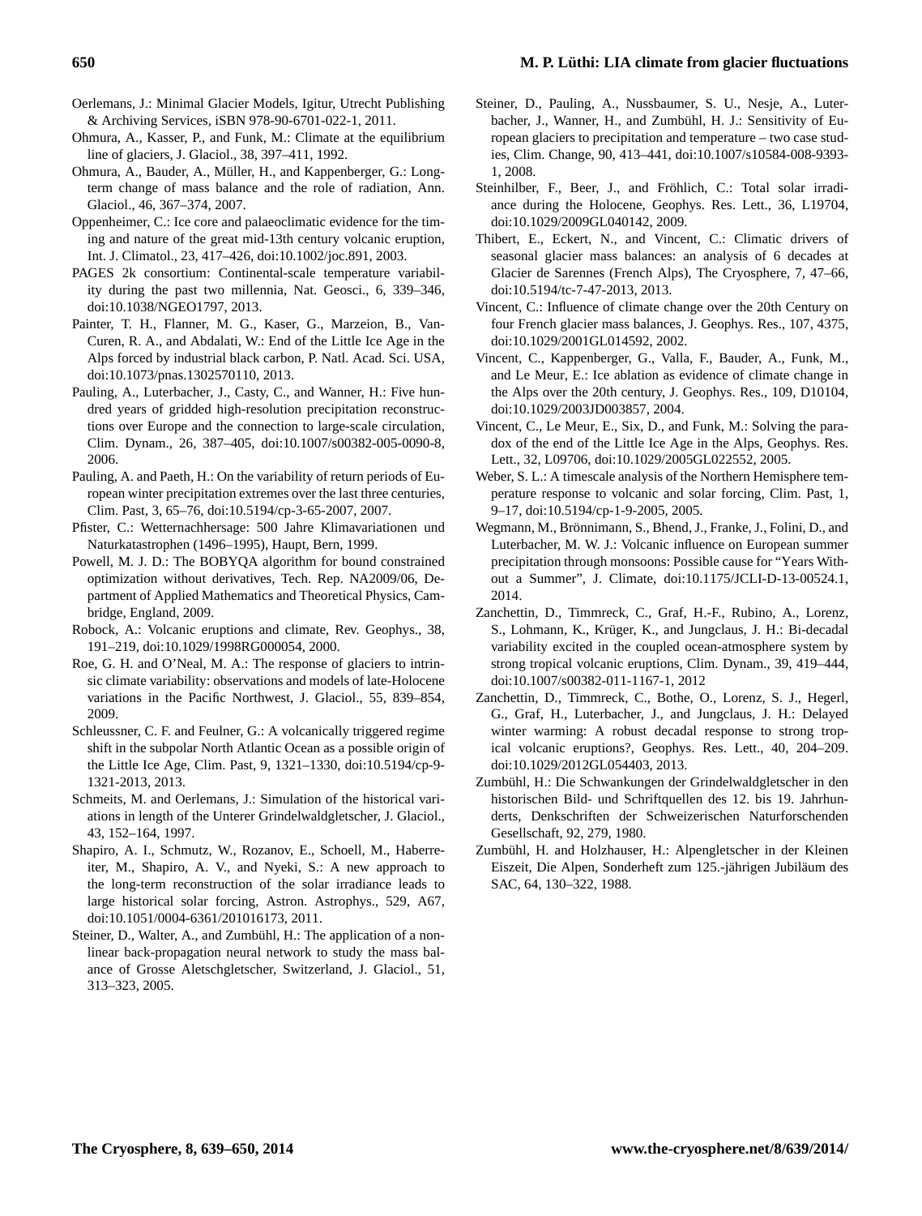Oerlemans, J.: Minimal Glacier Models, Igitur, Utrecht Publishing & Archiving Services, iSBN 978-90-6701-022-1, 2011.

Ohmura, A., Kasser, P., and Funk, M.: Climate at the equilibrium line of glaciers, J. Glaciol., 38, 397–411, 1992.

Ohmura, A., Bauder, A., Müller, H., and Kappenberger, G.: Long-term change of mass balance and the role of radiation, Ann. Glaciol., 46, 367–374, 2007.

Oppenheimer, C.: Ice core and palaeoclimatic evidence for the timing and nature of the great mid-13th century volcanic eruption, Int. J. Climatol., 23, 417–426, doi:10.1002/joc.891, 2003.

PAGES 2k consortium: Continental-scale temperature variability during the past two millennia, Nat. Geosci., 6, 339–346, doi:10.1038/NGEO1797, 2013.

Painter, T. H., Flanner, M. G., Kaser, G., Marzeion, B., VanCuren, R. A., and Abdalati, W.: End of the Little Ice Age in the Alps forced by industrial black carbon, P. Natl. Acad. Sci. USA, doi:10.1073/pnas.1302570110, 2013.

Pauling, A., Luterbacher, J., Casty, C., and Wanner, H.: Five hundred years of gridded high-resolution precipitation reconstructions over Europe and the connection to large-scale circulation, Clim. Dynam., 26, 387–405, doi:10.1007/s00382-005-0090-8, 2006.

Pauling, A. and Paeth, H.: On the variability of return periods of European winter precipitation extremes over the last three centuries, Clim. Past, 3, 65–76, doi:10.5194/cp-3-65-2007, 2007.

Pfister, C.: Wetternachhersage: 500 Jahre Klimavariationen und Naturkatastrophen (1496–1995), Haupt, Bern, 1999.

Powell, M. J. D.: The BOBYQA algorithm for bound constrained optimization without derivatives, Tech. Rep. NA2009/06, Department of Applied Mathematics and Theoretical Physics, Cambridge, England, 2009.

Robock, A.: Volcanic eruptions and climate, Rev. Geophys., 38, 191–219, doi:10.1029/1998RG000054, 2000.

Roe, G. H. and O'Neal, M. A.: The response of glaciers to intrinsic climate variability: observations and models of late-Holocene variations in the Pacific Northwest, J. Glaciol., 55, 839–854, 2009.

Schleussner, C. F. and Feulner, G.: A volcanically triggered regime shift in the subpolar North Atlantic Ocean as a possible origin of the Little Ice Age, Clim. Past, 9, 1321–1330, doi:10.5194/cp-9-1321-2013, 2013.

Schmeits, M. and Oerlemans, J.: Simulation of the historical variations in length of the Unterer Grindelwaldgletscher, J. Glaciol., 43, 152–164, 1997.

Shapiro, A. I., Schmutz, W., Rozanov, E., Schoell, M., Haberreiter, M., Shapiro, A. V., and Nyeki, S.: A new approach to the long-term reconstruction of the solar irradiance leads to large historical solar forcing, Astron. Astrophys., 529, A67, doi:10.1051/0004-6361/201016173, 2011.

Steiner, D., Walter, A., and Zumbühl, H.: The application of a non-linear back-propagation neural network to study the mass balance of Grosse Aletschgletscher, Switzerland, J. Glaciol., 51, 313–323, 2005.

Steiner, D., Pauling, A., Nussbaumer, S. U., Nesje, A., Luterbacher, J., Wanner, H., and Zumbühl, H. J.: Sensitivity of European glaciers to precipitation and temperature – two case studies, Clim. Change, 90, 413–441, doi:10.1007/s10584-008-9393-1, 2008.

Steinhilber, F., Beer, J., and Fröhlich, C.: Total solar irradiance during the Holocene, Geophys. Res. Lett., 36, L19704, doi:10.1029/2009GL040142, 2009.

Thibert, E., Eckert, N., and Vincent, C.: Climatic drivers of seasonal glacier mass balances: an analysis of 6 decades at Glacier de Sarennes (French Alps), The Cryosphere, 7, 47–66, doi:10.5194/tc-7-47-2013, 2013.

Vincent, C.: Influence of climate change over the 20th Century on four French glacier mass balances, J. Geophys. Res., 107, 4375, doi:10.1029/2001GL014592, 2002.

Vincent, C., Kappenberger, G., Valla, F., Bauder, A., Funk, M., and Le Meur, E.: Ice ablation as evidence of climate change in the Alps over the 20th century, J. Geophys. Res., 109, D10104, doi:10.1029/2003JD003857, 2004.

Vincent, C., Le Meur, E., Six, D., and Funk, M.: Solving the paradox of the end of the Little Ice Age in the Alps, Geophys. Res. Lett., 32, L09706, doi:10.1029/2005GL022552, 2005.

Weber, S. L.: A timescale analysis of the Northern Hemisphere temperature response to volcanic and solar forcing, Clim. Past, 1, 9–17, doi:10.5194/cp-1-9-2005, 2005.

Wegmann, M., Brönnimann, S., Bhend, J., Franke, J., Folini, D., and Luterbacher, M. W. J.: Volcanic influence on European summer precipitation through monsoons: Possible cause for "Years Without a Summer", J. Climate, doi:10.1175/JCLI-D-13-00524.1, 2014.

Zanchettin, D., Timmreck, C., Graf, H.-F., Rubino, A., Lorenz, S., Lohmann, K., Krüger, K., and Jungclaus, J. H.: Bi-decadal variability excited in the coupled ocean-atmosphere system by strong tropical volcanic eruptions, Clim. Dynam., 39, 419–444, doi:10.1007/s00382-011-1167-1, 2012

Zanchettin, D., Timmreck, C., Bothe, O., Lorenz, S. J., Hegerl, G., Graf, H., Luterbacher, J., and Jungclaus, J. H.: Delayed winter warming: A robust decadal response to strong tropical volcanic eruptions?, Geophys. Res. Lett., 40, 204–209. doi:10.1029/2012GL054403, 2013.

Zumbühl, H.: Die Schwankungen der Grindelwaldgletscher in den historischen Bild- und Schriftquellen des 12. bis 19. Jahrhunderts, Denkschriften der Schweizerischen Naturforschenden Gesellschaft, 92, 279, 1980.

Zumbühl, H. and Holzhauser, H.: Alpengletscher in der Kleinen Eiszeit, Die Alpen, Sonderheft zum 125.-jährigen Jubiläum des SAC, 64, 130–322, 1988.